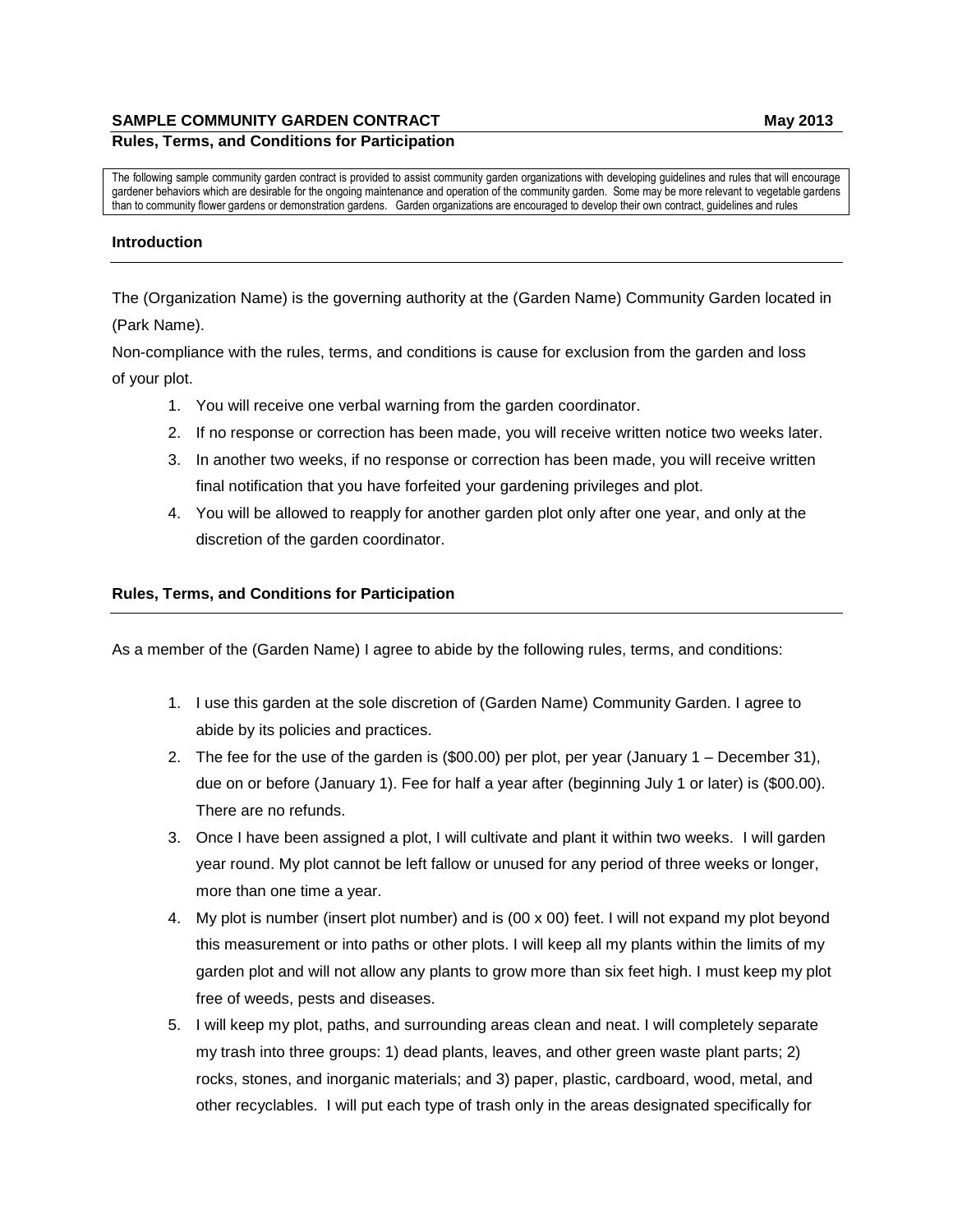**SAMPLE COMMUNITY GARDEN CONTRACT** **May 2013**

**Rules, Terms, and Conditions for Participation**

The following sample community garden contract is provided to assist community garden organizations with developing guidelines and rules that will encourage gardener behaviors which are desirable for the ongoing maintenance and operation of the community garden. Some may be more relevant to vegetable gardens than to community flower gardens or demonstration gardens. Garden organizations are encouraged to develop their own contract, guidelines and rules

## Introduction

The (Organization Name) is the governing authority at the (Garden Name) Community Garden located in (Park Name).

Non-compliance with the rules, terms, and conditions is cause for exclusion from the garden and loss of your plot.

1. You will receive one verbal warning from the garden coordinator.
2. If no response or correction has been made, you will receive written notice two weeks later.
3. In another two weeks, if no response or correction has been made, you will receive written final notification that you have forfeited your gardening privileges and plot.
4. You will be allowed to reapply for another garden plot only after one year, and only at the discretion of the garden coordinator.

## Rules, Terms, and Conditions for Participation

As a member of the (Garden Name) I agree to abide by the following rules, terms, and conditions:

1. I use this garden at the sole discretion of (Garden Name) Community Garden. I agree to abide by its policies and practices.
2. The fee for the use of the garden is ($00.00) per plot, per year (January 1 – December 31), due on or before (January 1). Fee for half a year after (beginning July 1 or later) is ($00.00). There are no refunds.
3. Once I have been assigned a plot, I will cultivate and plant it within two weeks. I will garden year round. My plot cannot be left fallow or unused for any period of three weeks or longer, more than one time a year.
4. My plot is number (insert plot number) and is (00 x 00) feet. I will not expand my plot beyond this measurement or into paths or other plots. I will keep all my plants within the limits of my garden plot and will not allow any plants to grow more than six feet high. I must keep my plot free of weeds, pests and diseases.
5. I will keep my plot, paths, and surrounding areas clean and neat. I will completely separate my trash into three groups: 1) dead plants, leaves, and other green waste plant parts; 2) rocks, stones, and inorganic materials; and 3) paper, plastic, cardboard, wood, metal, and other recyclables. I will put each type of trash only in the areas designated specifically for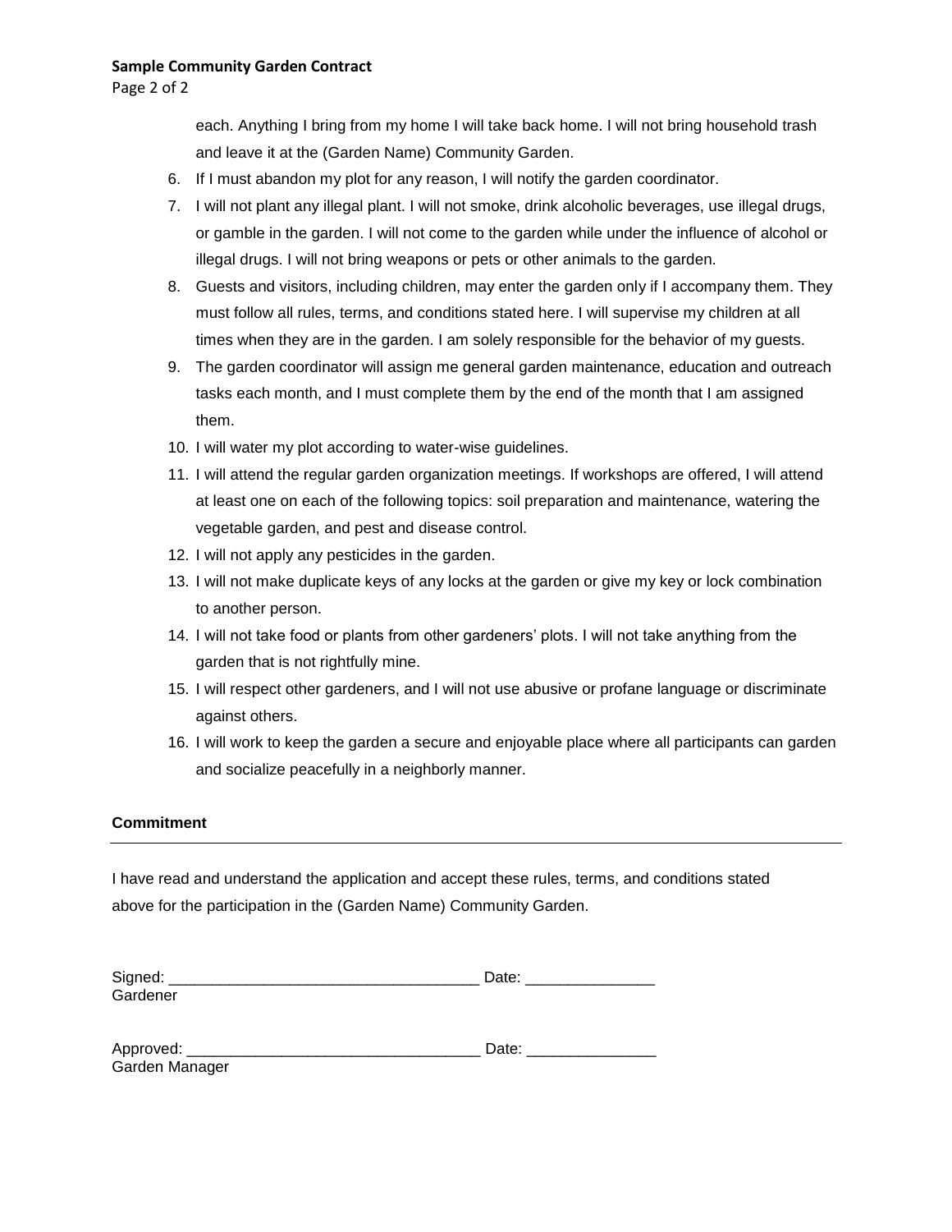each. Anything I bring from my home I will take back home. I will not bring household trash and leave it at the (Garden Name) Community Garden.

6. If I must abandon my plot for any reason, I will notify the garden coordinator.
7. I will not plant any illegal plant. I will not smoke, drink alcoholic beverages, use illegal drugs, or gamble in the garden. I will not come to the garden while under the influence of alcohol or illegal drugs. I will not bring weapons or pets or other animals to the garden.
8. Guests and visitors, including children, may enter the garden only if I accompany them. They must follow all rules, terms, and conditions stated here. I will supervise my children at all times when they are in the garden. I am solely responsible for the behavior of my guests.
9. The garden coordinator will assign me general garden maintenance, education and outreach tasks each month, and I must complete them by the end of the month that I am assigned them.
10. I will water my plot according to water-wise guidelines.
11. I will attend the regular garden organization meetings. If workshops are offered, I will attend at least one on each of the following topics: soil preparation and maintenance, watering the vegetable garden, and pest and disease control.
12. I will not apply any pesticides in the garden.
13. I will not make duplicate keys of any locks at the garden or give my key or lock combination to another person.
14. I will not take food or plants from other gardeners' plots. I will not take anything from the garden that is not rightfully mine.
15. I will respect other gardeners, and I will not use abusive or profane language or discriminate against others.
16. I will work to keep the garden a secure and enjoyable place where all participants can garden and socialize peacefully in a neighborly manner.

**Commitment**

---

I have read and understand the application and accept these rules, terms, and conditions stated above for the participation in the (Garden Name) Community Garden.

Signed: ____________________________________ Date: _______________
Gardener

Approved: __________________________________ Date: _______________
Garden Manager